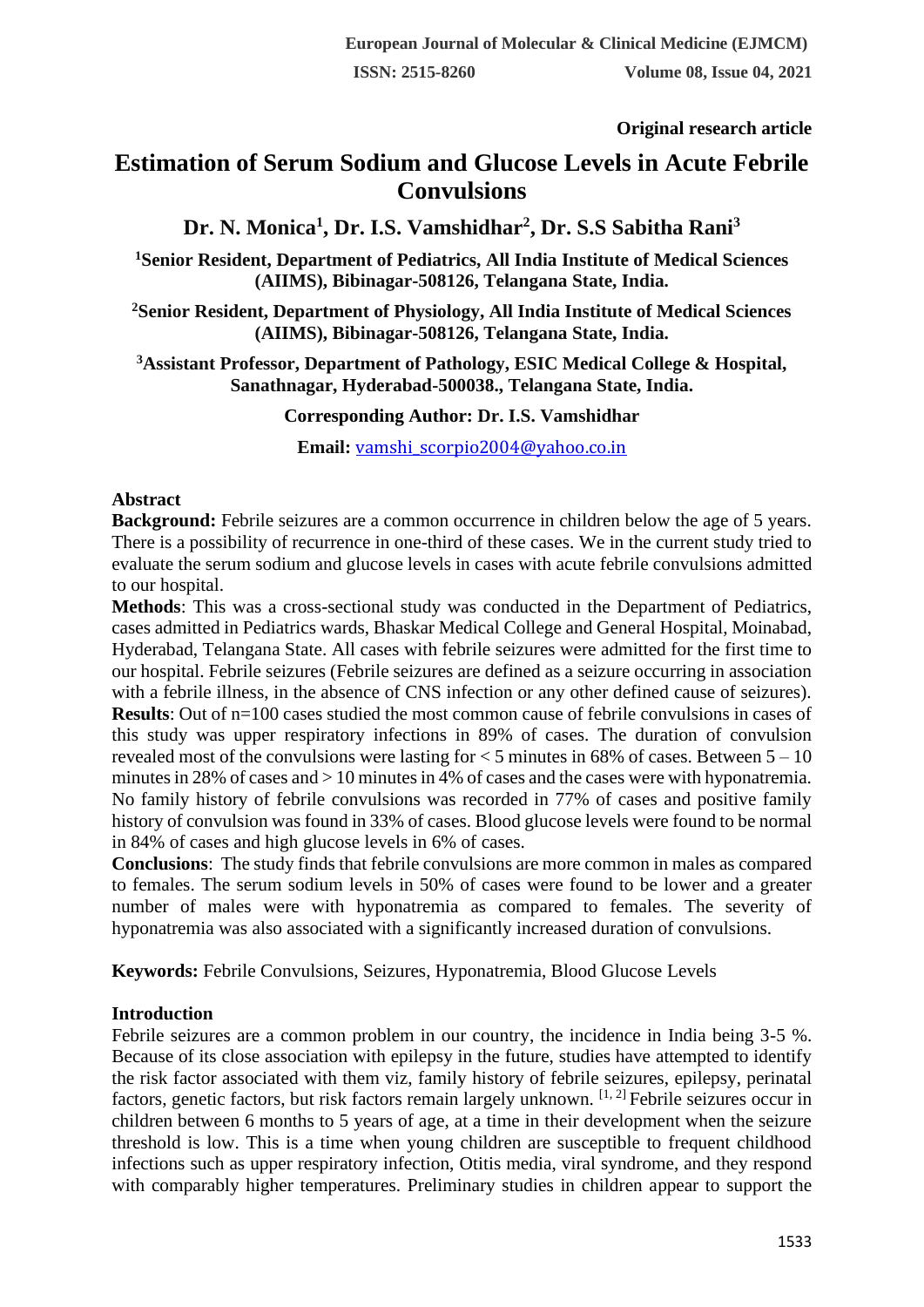**Original research article**

# Estimation of Serum Sodium and Glucose Levels in Acute Febrile Convulsions

**Dr. N. Monica[1], Dr. I.S. Vamshidhar[2], Dr. S.S Sabitha Rani[3]**

**[1]Senior Resident, Department of Pediatrics, All India Institute of Medical Sciences (AIIMS), Bibinagar-508126, Telangana State, India.**

**[2]Senior Resident, Department of Physiology, All India Institute of Medical Sciences (AIIMS), Bibinagar-508126, Telangana State, India.**

**[3]Assistant Professor, Department of Pathology, ESIC Medical College & Hospital, Sanathnagar, Hyderabad-500038., Telangana State, India.**

**Corresponding Author: Dr. I.S. Vamshidhar**

**Email:** vamshi_scorpio2004@yahoo.co.in

## Abstract

**Background:** Febrile seizures are a common occurrence in children below the age of 5 years. There is a possibility of recurrence in one-third of these cases. We in the current study tried to evaluate the serum sodium and glucose levels in cases with acute febrile convulsions admitted to our hospital.

**Methods**: This was a cross-sectional study was conducted in the Department of Pediatrics, cases admitted in Pediatrics wards, Bhaskar Medical College and General Hospital, Moinabad, Hyderabad, Telangana State. All cases with febrile seizures were admitted for the first time to our hospital. Febrile seizures (Febrile seizures are defined as a seizure occurring in association with a febrile illness, in the absence of CNS infection or any other defined cause of seizures).

**Results**: Out of n=100 cases studied the most common cause of febrile convulsions in cases of this study was upper respiratory infections in 89% of cases. The duration of convulsion revealed most of the convulsions were lasting for < 5 minutes in 68% of cases. Between 5 – 10 minutes in 28% of cases and > 10 minutes in 4% of cases and the cases were with hyponatremia. No family history of febrile convulsions was recorded in 77% of cases and positive family history of convulsion was found in 33% of cases. Blood glucose levels were found to be normal in 84% of cases and high glucose levels in 6% of cases.

**Conclusions**: The study finds that febrile convulsions are more common in males as compared to females. The serum sodium levels in 50% of cases were found to be lower and a greater number of males were with hyponatremia as compared to females. The severity of hyponatremia was also associated with a significantly increased duration of convulsions.

**Keywords:** Febrile Convulsions, Seizures, Hyponatremia, Blood Glucose Levels

## Introduction

Febrile seizures are a common problem in our country, the incidence in India being 3-5 %. Because of its close association with epilepsy in the future, studies have attempted to identify the risk factor associated with them viz, family history of febrile seizures, epilepsy, perinatal factors, genetic factors, but risk factors remain largely unknown. [1, 2] Febrile seizures occur in children between 6 months to 5 years of age, at a time in their development when the seizure threshold is low. This is a time when young children are susceptible to frequent childhood infections such as upper respiratory infection, Otitis media, viral syndrome, and they respond with comparably higher temperatures. Preliminary studies in children appear to support the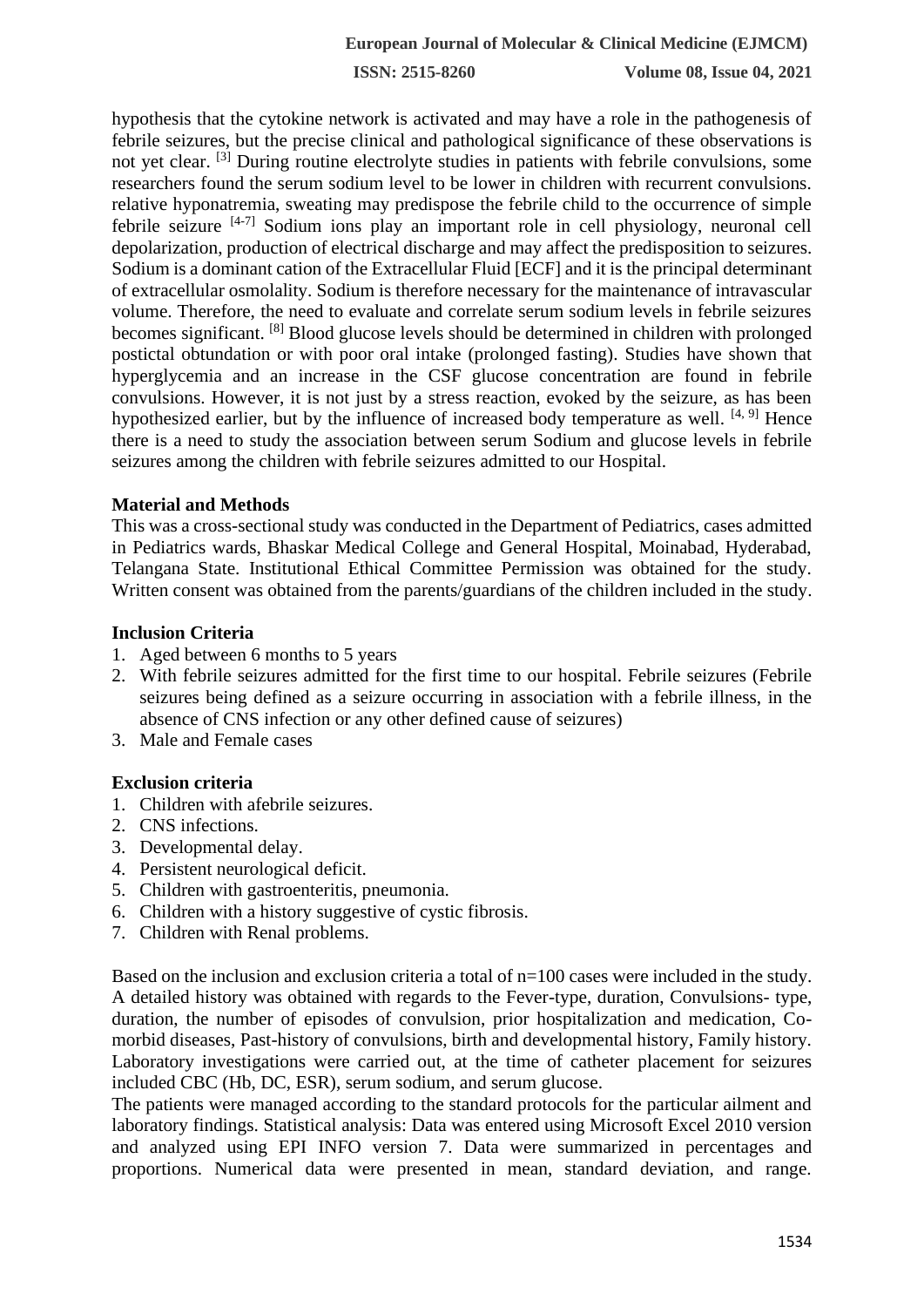hypothesis that the cytokine network is activated and may have a role in the pathogenesis of febrile seizures, but the precise clinical and pathological significance of these observations is not yet clear. [3] During routine electrolyte studies in patients with febrile convulsions, some researchers found the serum sodium level to be lower in children with recurrent convulsions. relative hyponatremia, sweating may predispose the febrile child to the occurrence of simple febrile seizure [4-7] Sodium ions play an important role in cell physiology, neuronal cell depolarization, production of electrical discharge and may affect the predisposition to seizures. Sodium is a dominant cation of the Extracellular Fluid [ECF] and it is the principal determinant of extracellular osmolality. Sodium is therefore necessary for the maintenance of intravascular volume. Therefore, the need to evaluate and correlate serum sodium levels in febrile seizures becomes significant. [8] Blood glucose levels should be determined in children with prolonged postictal obtundation or with poor oral intake (prolonged fasting). Studies have shown that hyperglycemia and an increase in the CSF glucose concentration are found in febrile convulsions. However, it is not just by a stress reaction, evoked by the seizure, as has been hypothesized earlier, but by the influence of increased body temperature as well. [4, 9] Hence there is a need to study the association between serum Sodium and glucose levels in febrile seizures among the children with febrile seizures admitted to our Hospital.

**Material and Methods**

This was a cross-sectional study was conducted in the Department of Pediatrics, cases admitted in Pediatrics wards, Bhaskar Medical College and General Hospital, Moinabad, Hyderabad, Telangana State. Institutional Ethical Committee Permission was obtained for the study. Written consent was obtained from the parents/guardians of the children included in the study.

**Inclusion Criteria**

1. Aged between 6 months to 5 years
2. With febrile seizures admitted for the first time to our hospital. Febrile seizures (Febrile seizures being defined as a seizure occurring in association with a febrile illness, in the absence of CNS infection or any other defined cause of seizures)
3. Male and Female cases

**Exclusion criteria**

1. Children with afebrile seizures.
2. CNS infections.
3. Developmental delay.
4. Persistent neurological deficit.
5. Children with gastroenteritis, pneumonia.
6. Children with a history suggestive of cystic fibrosis.
7. Children with Renal problems.

Based on the inclusion and exclusion criteria a total of n=100 cases were included in the study. A detailed history was obtained with regards to the Fever-type, duration, Convulsions- type, duration, the number of episodes of convulsion, prior hospitalization and medication, Co-morbid diseases, Past-history of convulsions, birth and developmental history, Family history. Laboratory investigations were carried out, at the time of catheter placement for seizures included CBC (Hb, DC, ESR), serum sodium, and serum glucose.

The patients were managed according to the standard protocols for the particular ailment and laboratory findings. Statistical analysis: Data was entered using Microsoft Excel 2010 version and analyzed using EPI INFO version 7. Data were summarized in percentages and proportions. Numerical data were presented in mean, standard deviation, and range.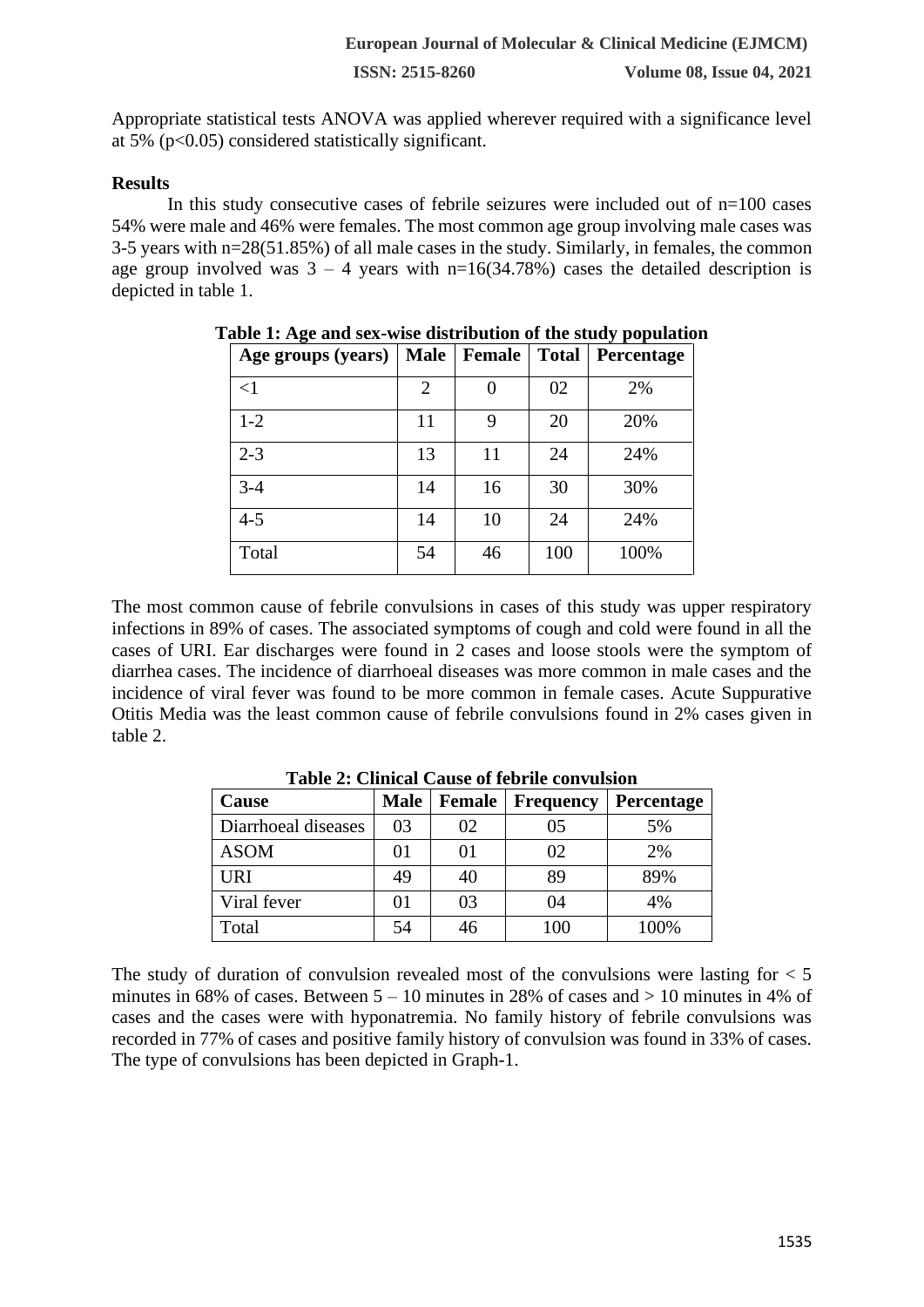Appropriate statistical tests ANOVA was applied wherever required with a significance level at 5% ($p<0.05$) considered statistically significant.

## Results

In this study consecutive cases of febrile seizures were included out of n=100 cases 54% were male and 46% were females. The most common age group involving male cases was 3-5 years with n=28(51.85%) of all male cases in the study. Similarly, in females, the common age group involved was 3 – 4 years with n=16(34.78%) cases the detailed description is depicted in table 1.

**Table 1: Age and sex-wise distribution of the study population**

| Age groups (years) | Male | Female | Total | Percentage |
|---|---|---|---|---|
| <1 | 2 | 0 | 02 | 2% |
| 1-2 | 11 | 9 | 20 | 20% |
| 2-3 | 13 | 11 | 24 | 24% |
| 3-4 | 14 | 16 | 30 | 30% |
| 4-5 | 14 | 10 | 24 | 24% |
| Total | 54 | 46 | 100 | 100% |

The most common cause of febrile convulsions in cases of this study was upper respiratory infections in 89% of cases. The associated symptoms of cough and cold were found in all the cases of URI. Ear discharges were found in 2 cases and loose stools were the symptom of diarrhea cases. The incidence of diarrhoeal diseases was more common in male cases and the incidence of viral fever was found to be more common in female cases. Acute Suppurative Otitis Media was the least common cause of febrile convulsions found in 2% cases given in table 2.

**Table 2: Clinical Cause of febrile convulsion**

| Cause | Male | Female | Frequency | Percentage |
|---|---|---|---|---|
| Diarrhoeal diseases | 03 | 02 | 05 | 5% |
| ASOM | 01 | 01 | 02 | 2% |
| URI | 49 | 40 | 89 | 89% |
| Viral fever | 01 | 03 | 04 | 4% |
| Total | 54 | 46 | 100 | 100% |

The study of duration of convulsion revealed most of the convulsions were lasting for < 5 minutes in 68% of cases. Between 5 – 10 minutes in 28% of cases and > 10 minutes in 4% of cases and the cases were with hyponatremia. No family history of febrile convulsions was recorded in 77% of cases and positive family history of convulsion was found in 33% of cases. The type of convulsions has been depicted in Graph-1.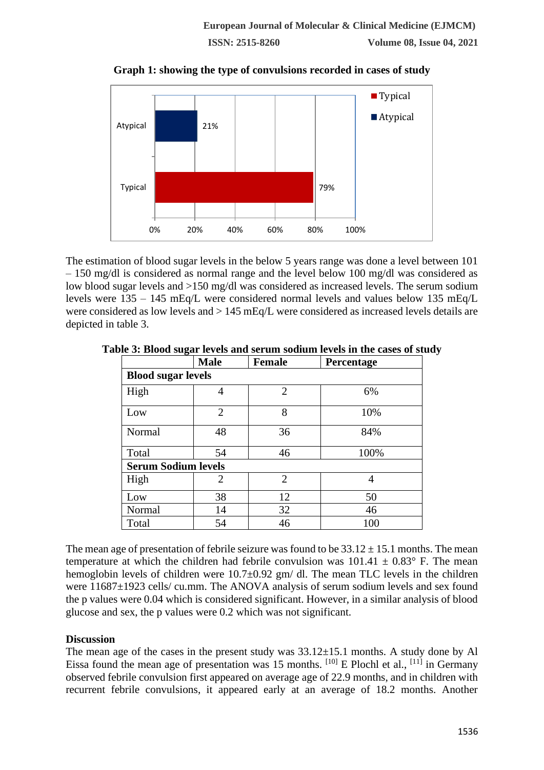**Graph 1: showing the type of convulsions recorded in cases of study**

The estimation of blood sugar levels in the below 5 years range was done a level between 101 – 150 mg/dl is considered as normal range and the level below 100 mg/dl was considered as low blood sugar levels and >150 mg/dl was considered as increased levels. The serum sodium levels were 135 – 145 mEq/L were considered normal levels and values below 135 mEq/L were considered as low levels and > 145 mEq/L were considered as increased levels details are depicted in table 3.

**Table 3: Blood sugar levels and serum sodium levels in the cases of study**

| | Male | Female | Percentage |
|---|---|---|---|
| **Blood sugar levels** | | | |
| High | 4 | 2 | 6% |
| Low | 2 | 8 | 10% |
| Normal | 48 | 36 | 84% |
| Total | 54 | 46 | 100% |
| **Serum Sodium levels** | | | |
| High | 2 | 2 | 4 |
| Low | 38 | 12 | 50 |
| Normal | 14 | 32 | 46 |
| Total | 54 | 46 | 100 |

The mean age of presentation of febrile seizure was found to be 33.12 ± 15.1 months. The mean temperature at which the children had febrile convulsion was 101.41 ± 0.83° F. The mean hemoglobin levels of children were 10.7±0.92 gm/ dl. The mean TLC levels in the children were 11687±1923 cells/ cu.mm. The ANOVA analysis of serum sodium levels and sex found the p values were 0.04 which is considered significant. However, in a similar analysis of blood glucose and sex, the p values were 0.2 which was not significant.

## Discussion

The mean age of the cases in the present study was 33.12±15.1 months. A study done by Al Eissa found the mean age of presentation was 15 months. [10] E Plochl et al., [11] in Germany observed febrile convulsion first appeared on average age of 22.9 months, and in children with recurrent febrile convulsions, it appeared early at an average of 18.2 months. Another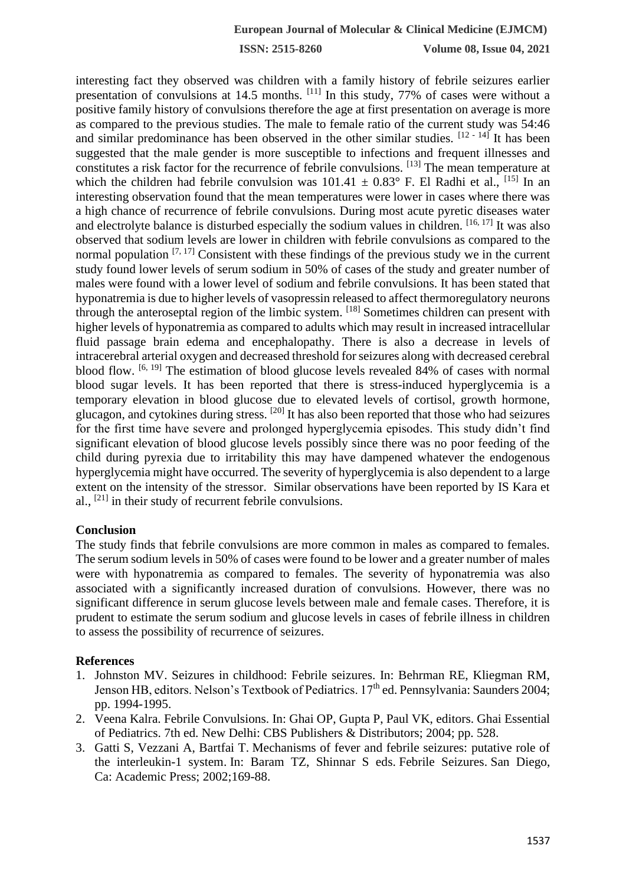interesting fact they observed was children with a family history of febrile seizures earlier presentation of convulsions at 14.5 months. [11] In this study, 77% of cases were without a positive family history of convulsions therefore the age at first presentation on average is more as compared to the previous studies. The male to female ratio of the current study was 54:46 and similar predominance has been observed in the other similar studies. [12 - 14] It has been suggested that the male gender is more susceptible to infections and frequent illnesses and constitutes a risk factor for the recurrence of febrile convulsions. [13] The mean temperature at which the children had febrile convulsion was $101.41 \pm 0.83°$ F. El Radhi et al., [15] In an interesting observation found that the mean temperatures were lower in cases where there was a high chance of recurrence of febrile convulsions. During most acute pyretic diseases water and electrolyte balance is disturbed especially the sodium values in children. [16, 17] It was also observed that sodium levels are lower in children with febrile convulsions as compared to the normal population [7, 17] Consistent with these findings of the previous study we in the current study found lower levels of serum sodium in 50% of cases of the study and greater number of males were found with a lower level of sodium and febrile convulsions. It has been stated that hyponatremia is due to higher levels of vasopressin released to affect thermoregulatory neurons through the anteroseptal region of the limbic system. [18] Sometimes children can present with higher levels of hyponatremia as compared to adults which may result in increased intracellular fluid passage brain edema and encephalopathy. There is also a decrease in levels of intracerebral arterial oxygen and decreased threshold for seizures along with decreased cerebral blood flow. [6, 19] The estimation of blood glucose levels revealed 84% of cases with normal blood sugar levels. It has been reported that there is stress-induced hyperglycemia is a temporary elevation in blood glucose due to elevated levels of cortisol, growth hormone, glucagon, and cytokines during stress. [20] It has also been reported that those who had seizures for the first time have severe and prolonged hyperglycemia episodes. This study didn't find significant elevation of blood glucose levels possibly since there was no poor feeding of the child during pyrexia due to irritability this may have dampened whatever the endogenous hyperglycemia might have occurred. The severity of hyperglycemia is also dependent to a large extent on the intensity of the stressor. Similar observations have been reported by IS Kara et al., [21] in their study of recurrent febrile convulsions.

## Conclusion

The study finds that febrile convulsions are more common in males as compared to females. The serum sodium levels in 50% of cases were found to be lower and a greater number of males were with hyponatremia as compared to females. The severity of hyponatremia was also associated with a significantly increased duration of convulsions. However, there was no significant difference in serum glucose levels between male and female cases. Therefore, it is prudent to estimate the serum sodium and glucose levels in cases of febrile illness in children to assess the possibility of recurrence of seizures.

## References

1. Johnston MV. Seizures in childhood: Febrile seizures. In: Behrman RE, Kliegman RM, Jenson HB, editors. Nelson's Textbook of Pediatrics. 17th ed. Pennsylvania: Saunders 2004; pp. 1994-1995.
2. Veena Kalra. Febrile Convulsions. In: Ghai OP, Gupta P, Paul VK, editors. Ghai Essential of Pediatrics. 7th ed. New Delhi: CBS Publishers & Distributors; 2004; pp. 528.
3. Gatti S, Vezzani A, Bartfai T. Mechanisms of fever and febrile seizures: putative role of the interleukin-1 system. In: Baram TZ, Shinnar S eds. Febrile Seizures. San Diego, Ca: Academic Press; 2002;169-88.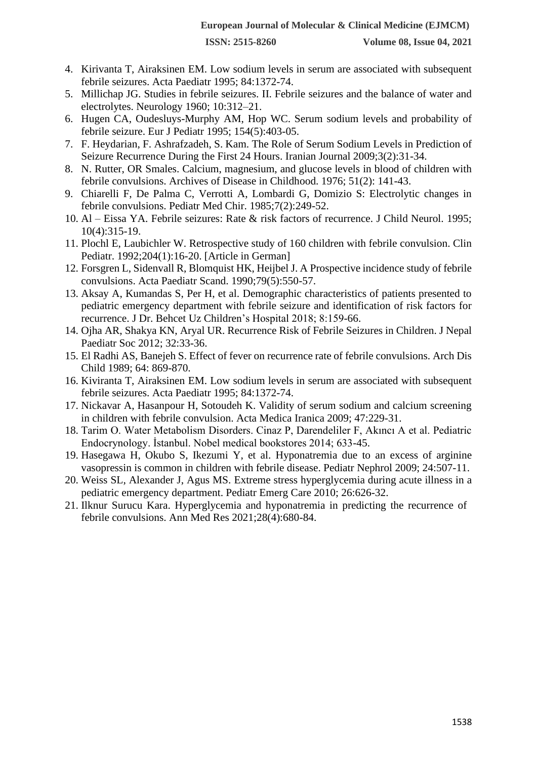4. Kirivanta T, Airaksinen EM. Low sodium levels in serum are associated with subsequent febrile seizures. Acta Paediatr 1995; 84:1372-74.
5. Millichap JG. Studies in febrile seizures. II. Febrile seizures and the balance of water and electrolytes. Neurology 1960; 10:312–21.
6. Hugen CA, Oudesluys-Murphy AM, Hop WC. Serum sodium levels and probability of febrile seizure. Eur J Pediatr 1995; 154(5):403-05.
7. F. Heydarian, F. Ashrafzadeh, S. Kam. The Role of Serum Sodium Levels in Prediction of Seizure Recurrence During the First 24 Hours. Iranian Journal 2009;3(2):31-34.
8. N. Rutter, OR Smales. Calcium, magnesium, and glucose levels in blood of children with febrile convulsions. Archives of Disease in Childhood. 1976; 51(2): 141-43.
9. Chiarelli F, De Palma C, Verrotti A, Lombardi G, Domizio S: Electrolytic changes in febrile convulsions. Pediatr Med Chir. 1985;7(2):249-52.
10. Al – Eissa YA. Febrile seizures: Rate & risk factors of recurrence. J Child Neurol. 1995; 10(4):315-19.
11. Plochl E, Laubichler W. Retrospective study of 160 children with febrile convulsion. Clin Pediatr. 1992;204(1):16-20. [Article in German]
12. Forsgren L, Sidenvall R, Blomquist HK, Heijbel J. A Prospective incidence study of febrile convulsions. Acta Paediatr Scand. 1990;79(5):550-57.
13. Aksay A, Kumandas S, Per H, et al. Demographic characteristics of patients presented to pediatric emergency department with febrile seizure and identification of risk factors for recurrence. J Dr. Behcet Uz Children's Hospital 2018; 8:159-66.
14. Ojha AR, Shakya KN, Aryal UR. Recurrence Risk of Febrile Seizures in Children. J Nepal Paediatr Soc 2012; 32:33-36.
15. El Radhi AS, Banejeh S. Effect of fever on recurrence rate of febrile convulsions. Arch Dis Child 1989; 64: 869-870.
16. Kiviranta T, Airaksinen EM. Low sodium levels in serum are associated with subsequent febrile seizures. Acta Paediatr 1995; 84:1372-74.
17. Nickavar A, Hasanpour H, Sotoudeh K. Validity of serum sodium and calcium screening in children with febrile convulsion. Acta Medica Iranica 2009; 47:229-31.
18. Tarim O. Water Metabolism Disorders. Cinaz P, Darendeliler F, Akıncı A et al. Pediatric Endocrynology. İstanbul. Nobel medical bookstores 2014; 633-45.
19. Hasegawa H, Okubo S, Ikezumi Y, et al. Hyponatremia due to an excess of arginine vasopressin is common in children with febrile disease. Pediatr Nephrol 2009; 24:507-11.
20. Weiss SL, Alexander J, Agus MS. Extreme stress hyperglycemia during acute illness in a pediatric emergency department. Pediatr Emerg Care 2010; 26:626-32.
21. Ilknur Surucu Kara. Hyperglycemia and hyponatremia in predicting the recurrence of febrile convulsions. Ann Med Res 2021;28(4):680-84.